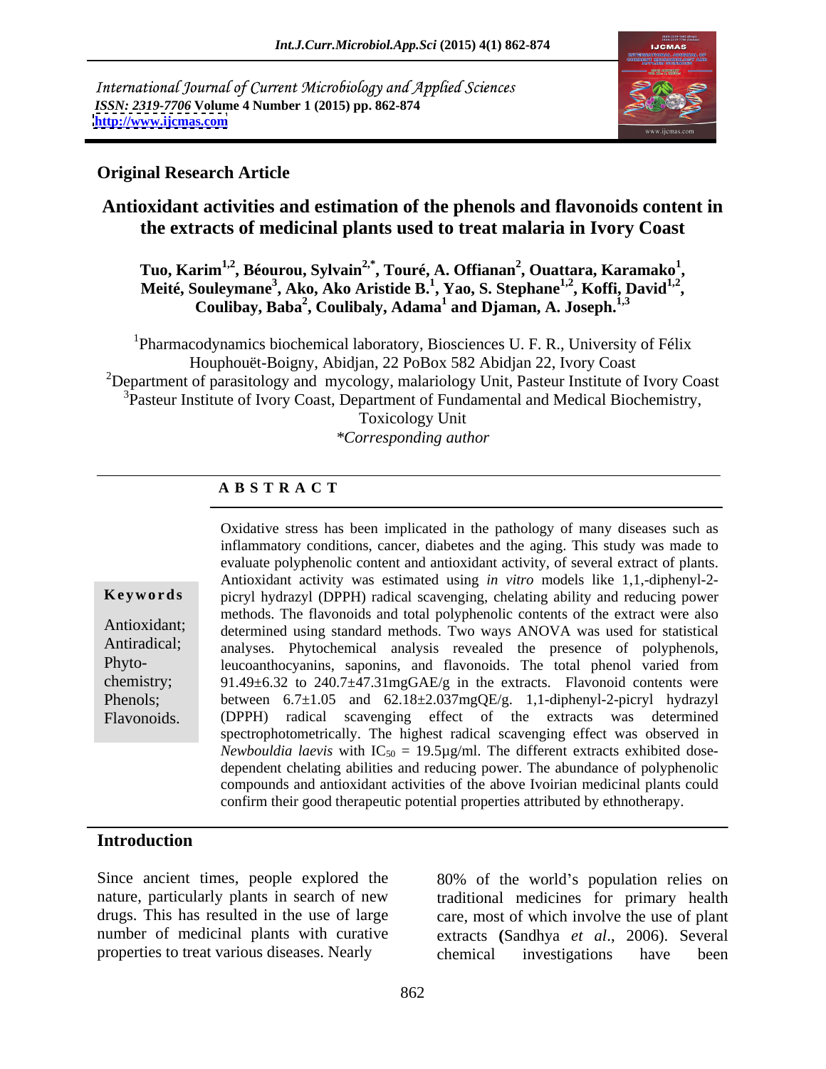International Journal of Current Microbiology and Applied Sciences
*ISSN: 2319-7706* **Volume 4 Number 1 (2015) pp. 862-874**
**http://www.ijcmas.com**

**Original Research Article**

# Antioxidant activities and estimation of the phenols and flavonoids content in the extracts of medicinal plants used to treat malaria in Ivory Coast

**Tuo, Karim[1,2], Béourou, Sylvain[2,*], Touré, A. Offianan[2], Ouattara, Karamako[1], Meité, Souleymane[3], Ako, Ako Aristide B.[1], Yao, S. Stephane[1,2], Koffi, David[1,2], Coulibay, Baba[2], Coulibaly, Adama[1] and Djaman, A. Joseph.[1,3]**

[1]Pharmacodynamics biochemical laboratory, Biosciences U. F. R., University of Félix Houphouët-Boigny, Abidjan, 22 PoBox 582 Abidjan 22, Ivory Coast
[2]Department of parasitology and mycology, malariology Unit, Pasteur Institute of Ivory Coast
[3]Pasteur Institute of Ivory Coast, Department of Fundamental and Medical Biochemistry, Toxicology Unit
*\*Corresponding author*

## ABSTRACT

**Keywords**

Antioxidant; Antiradical; Phyto-chemistry; Phenols; Flavonoids.

Oxidative stress has been implicated in the pathology of many diseases such as inflammatory conditions, cancer, diabetes and the aging. This study was made to evaluate polyphenolic content and antioxidant activity, of several extract of plants. Antioxidant activity was estimated using *in vitro* models like 1,1,-diphenyl-2-picryl hydrazyl (DPPH) radical scavenging, chelating ability and reducing power methods. The flavonoids and total polyphenolic contents of the extract were also determined using standard methods. Two ways ANOVA was used for statistical analyses. Phytochemical analysis revealed the presence of polyphenols, leucoanthocyanins, saponins, and flavonoids. The total phenol varied from 91.49±6.32 to 240.7±47.31mgGAE/g in the extracts. Flavonoid contents were between 6.7±1.05 and 62.18±2.037mgQE/g. 1,1-diphenyl-2-picryl hydrazyl (DPPH) radical scavenging effect of the extracts was determined spectrophotometrically. The highest radical scavenging effect was observed in *Newbouldia laevis* with $IC_{50}$ = 19.5µg/ml. The different extracts exhibited dose-dependent chelating abilities and reducing power. The abundance of polyphenolic compounds and antioxidant activities of the above Ivoirian medicinal plants could confirm their good therapeutic potential properties attributed by ethnotherapy.

## Introduction

Since ancient times, people explored the nature, particularly plants in search of new drugs. This has resulted in the use of large number of medicinal plants with curative properties to treat various diseases. Nearly 80% of the world's population relies on traditional medicines for primary health care, most of which involve the use of plant extracts **(**Sandhya *et al*., 2006). Several chemical investigations have been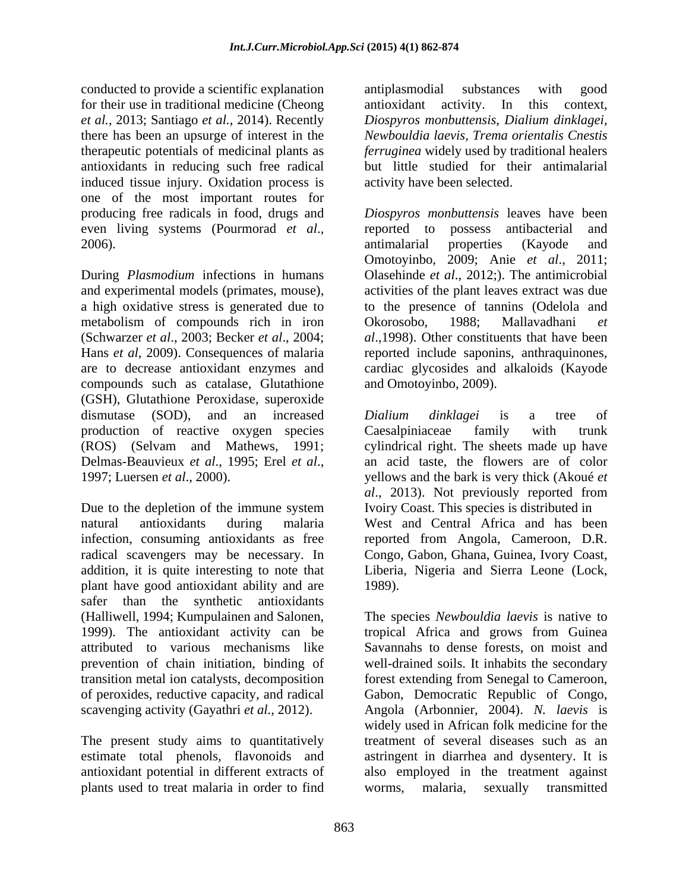conducted to provide a scientific explanation for their use in traditional medicine (Cheong *et al.,* 2013; Santiago *et al.,* 2014). Recently there has been an upsurge of interest in the therapeutic potentials of medicinal plants as antioxidants in reducing such free radical induced tissue injury. Oxidation process is one of the most important routes for producing free radicals in food, drugs and even living systems (Pourmorad *et al.,* 2006).

During *Plasmodium* infections in humans and experimental models (primates, mouse), a high oxidative stress is generated due to metabolism of compounds rich in iron (Schwarzer *et al*., 2003; Becker *et al*., 2004; Hans *et al*, 2009). Consequences of malaria are to decrease antioxidant enzymes and compounds such as catalase, Glutathione (GSH), Glutathione Peroxidase, superoxide dismutase (SOD), and an increased production of reactive oxygen species (ROS) (Selvam and Mathews, 1991; Delmas-Beauvieux *et al*., 1995; Erel *et al*., 1997; Luersen *et al*., 2000).

Due to the depletion of the immune system natural antioxidants during malaria infection, consuming antioxidants as free radical scavengers may be necessary. In addition, it is quite interesting to note that plant have good antioxidant ability and are safer than the synthetic antioxidants (Halliwell, 1994; Kumpulainen and Salonen, 1999). The antioxidant activity can be attributed to various mechanisms like prevention of chain initiation, binding of transition metal ion catalysts, decomposition of peroxides, reductive capacity, and radical scavenging activity (Gayathri *et al.,* 2012).

The present study aims to quantitatively estimate total phenols, flavonoids and antioxidant potential in different extracts of plants used to treat malaria in order to find antiplasmodial substances with good antioxidant activity. In this context, *Diospyros monbuttensis*, *Dialium dinklagei*, *Newbouldia laevis*, *Trema orientalis Cnestis ferruginea* widely used by traditional healers but little studied for their antimalarial activity have been selected.

*Diospyros monbuttensis* leaves have been reported to possess antibacterial and antimalarial properties (Kayode and Omotoyinbo, 2009; Anie *et al*., 2011; Olasehinde *et al*., 2012;). The antimicrobial activities of the plant leaves extract was due to the presence of tannins (Odelola and Okorosobo, 1988; Mallavadhani *et al*.,1998). Other constituents that have been reported include saponins, anthraquinones, cardiac glycosides and alkaloids (Kayode and Omotoyinbo, 2009).

*Dialium dinklagei* is a tree of Caesalpiniaceae family with trunk cylindrical right. The sheets made up have an acid taste, the flowers are of color yellows and the bark is very thick (Akoué *et al*., 2013). Not previously reported from Ivoiry Coast. This species is distributed in West and Central Africa and has been reported from Angola, Cameroon, D.R. Congo, Gabon, Ghana, Guinea, Ivory Coast, Liberia, Nigeria and Sierra Leone (Lock, 1989).

The species *Newbouldia laevis* is native to tropical Africa and grows from Guinea Savannahs to dense forests, on moist and well-drained soils. It inhabits the secondary forest extending from Senegal to Cameroon, Gabon, Democratic Republic of Congo, Angola (Arbonnier, 2004). *N. laevis* is widely used in African folk medicine for the treatment of several diseases such as an astringent in diarrhea and dysentery. It is also employed in the treatment against worms, malaria, sexually transmitted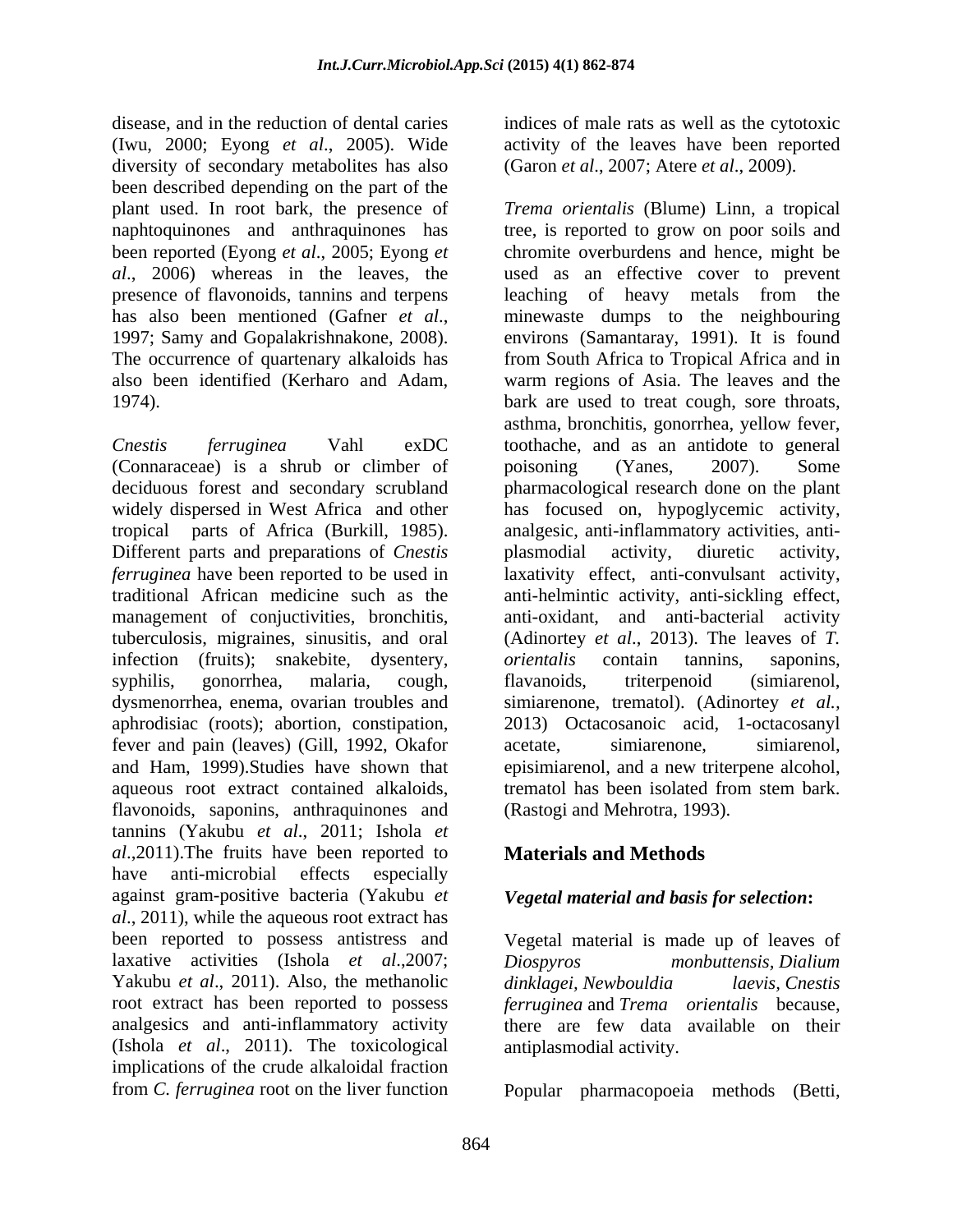disease, and in the reduction of dental caries (Iwu, 2000; Eyong *et al*., 2005). Wide diversity of secondary metabolites has also been described depending on the part of the plant used. In root bark, the presence of naphtoquinones and anthraquinones has been reported (Eyong *et al*., 2005; Eyong *et al*., 2006) whereas in the leaves, the presence of flavonoids, tannins and terpens has also been mentioned (Gafner *et al*., 1997; Samy and Gopalakrishnakone, 2008). The occurrence of quartenary alkaloids has also been identified (Kerharo and Adam, 1974).

*Cnestis ferruginea* Vahl exDC (Connaraceae) is a shrub or climber of deciduous forest and secondary scrubland widely dispersed in West Africa and other tropical parts of Africa (Burkill, 1985). Different parts and preparations of *Cnestis ferruginea* have been reported to be used in traditional African medicine such as the management of conjuctivities, bronchitis, tuberculosis, migraines, sinusitis, and oral infection (fruits); snakebite, dysentery, syphilis, gonorrhea, malaria, cough, dysmenorrhea, enema, ovarian troubles and aphrodisiac (roots); abortion, constipation, fever and pain (leaves) (Gill, 1992, Okafor and Ham, 1999).Studies have shown that aqueous root extract contained alkaloids, flavonoids, saponins, anthraquinones and tannins (Yakubu *et al*., 2011; Ishola *et al*.,2011).The fruits have been reported to have anti-microbial effects especially against gram-positive bacteria (Yakubu *et al*., 2011), while the aqueous root extract has been reported to possess antistress and laxative activities (Ishola *et al*.,2007; Yakubu *et al*., 2011). Also, the methanolic root extract has been reported to possess analgesics and anti-inflammatory activity (Ishola *et al*., 2011). The toxicological implications of the crude alkaloidal fraction from *C. ferruginea* root on the liver function indices of male rats as well as the cytotoxic activity of the leaves have been reported (Garon *et al*., 2007; Atere *et al*., 2009).

*Trema orientalis* (Blume) Linn, a tropical tree, is reported to grow on poor soils and chromite overburdens and hence, might be used as an effective cover to prevent leaching of heavy metals from the minewaste dumps to the neighbouring environs (Samantaray, 1991). It is found from South Africa to Tropical Africa and in warm regions of Asia. The leaves and the bark are used to treat cough, sore throats, asthma, bronchitis, gonorrhea, yellow fever, toothache, and as an antidote to general poisoning (Yanes, 2007). Some pharmacological research done on the plant has focused on, hypoglycemic activity, analgesic, anti-inflammatory activities, anti-plasmodial activity, diuretic activity, laxativity effect, anti-convulsant activity, anti-helmintic activity, anti-sickling effect, anti-oxidant, and anti-bacterial activity (Adinortey *et al*., 2013). The leaves of *T. orientalis* contain tannins, saponins, flavanoids, triterpenoid (simiarenol, simiarenone, trematol). (Adinortey *et al.*, 2013) Octacosanoic acid, 1-octacosanyl acetate, simiarenone, simiarenol, episimiarenol, and a new triterpene alcohol, trematol has been isolated from stem bark. (Rastogi and Mehrotra, 1993).

## Materials and Methods

### *Vegetal material and basis for selection***:**

Vegetal material is made up of leaves of *Diospyros monbuttensis*, *Dialium dinklagei*, *Newbouldia laevis*, *Cnestis ferruginea* and *Trema orientalis* because, there are few data available on their antiplasmodial activity.

Popular pharmacopoeia methods (Betti,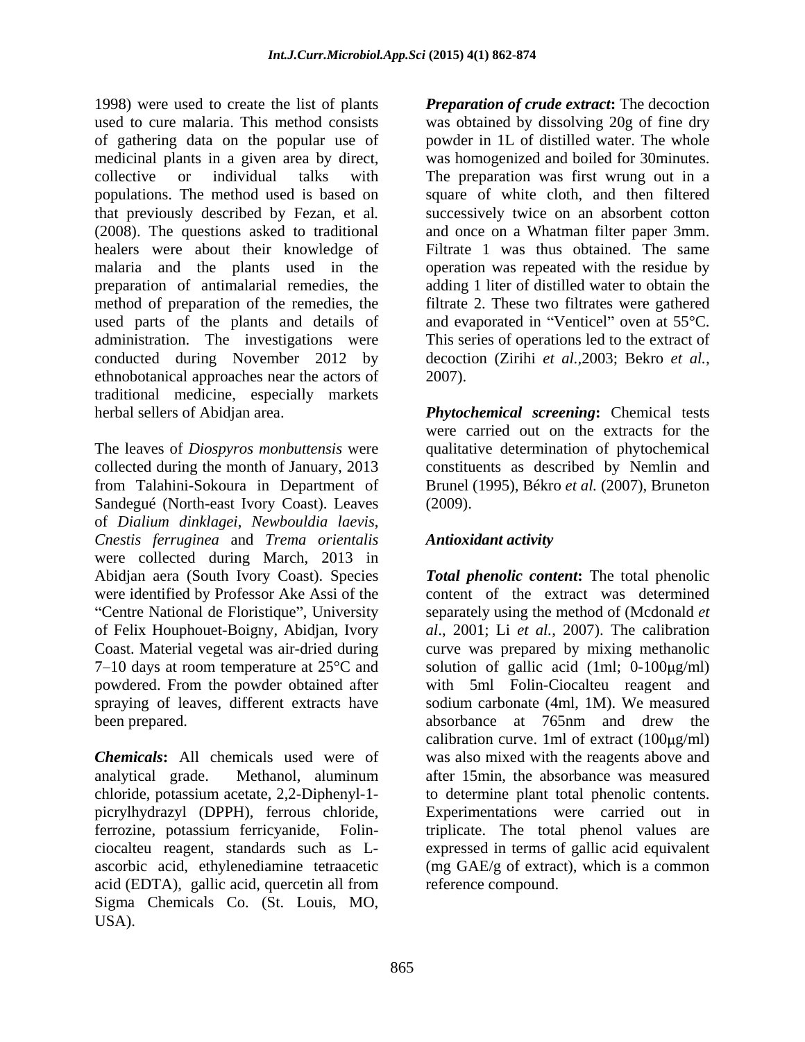1998) were used to create the list of plants used to cure malaria. This method consists of gathering data on the popular use of medicinal plants in a given area by direct, collective or individual talks with populations. The method used is based on that previously described by Fezan, et al. (2008). The questions asked to traditional healers were about their knowledge of malaria and the plants used in the preparation of antimalarial remedies, the method of preparation of the remedies, the used parts of the plants and details of administration. The investigations were conducted during November 2012 by ethnobotanical approaches near the actors of traditional medicine, especially markets herbal sellers of Abidjan area.

The leaves of *Diospyros monbuttensis* were collected during the month of January, 2013 from Talahini-Sokoura in Department of Sandegué (North-east Ivory Coast). Leaves of *Dialium dinklagei*, *Newbouldia laevis*, *Cnestis ferruginea* and *Trema orientalis* were collected during March, 2013 in Abidjan aera (South Ivory Coast). Species were identified by Professor Ake Assi of the "Centre National de Floristique", University of Felix Houphouet-Boigny, Abidjan, Ivory Coast. Material vegetal was air-dried during 7–10 days at room temperature at 25°C and powdered. From the powder obtained after spraying of leaves, different extracts have been prepared.

***Chemicals*:** All chemicals used were of analytical grade. Methanol, aluminum chloride, potassium acetate, 2,2-Diphenyl-1-picrylhydrazyl (DPPH), ferrous chloride, ferrozine, potassium ferricyanide, Folin-ciocalteu reagent, standards such as L-ascorbic acid, ethylenediamine tetraacetic acid (EDTA), gallic acid, quercetin all from Sigma Chemicals Co. (St. Louis, MO, USA).

***Preparation of crude extract*:** The decoction was obtained by dissolving 20g of fine dry powder in 1L of distilled water. The whole was homogenized and boiled for 30minutes. The preparation was first wrung out in a square of white cloth, and then filtered successively twice on an absorbent cotton and once on a Whatman filter paper 3mm. Filtrate 1 was thus obtained. The same operation was repeated with the residue by adding 1 liter of distilled water to obtain the filtrate 2. These two filtrates were gathered and evaporated in "Venticel" oven at 55°C. This series of operations led to the extract of decoction (Zirihi *et al.*,2003; Bekro *et al.*, 2007).

***Phytochemical screening*:** Chemical tests were carried out on the extracts for the qualitative determination of phytochemical constituents as described by Nemlin and Brunel (1995), Békro *et al.* (2007), Bruneton (2009).

### *Antioxidant activity*

***Total phenolic content*:** The total phenolic content of the extract was determined separately using the method of (Mcdonald *et al.*, 2001; Li *et al.*, 2007). The calibration curve was prepared by mixing methanolic solution of gallic acid (1ml; 0-100μg/ml) with 5ml Folin-Ciocalteu reagent and sodium carbonate (4ml, 1M). We measured absorbance at 765nm and drew the calibration curve. 1ml of extract (100μg/ml) was also mixed with the reagents above and after 15min, the absorbance was measured to determine plant total phenolic contents. Experimentations were carried out in triplicate. The total phenol values are expressed in terms of gallic acid equivalent (mg GAE/g of extract), which is a common reference compound.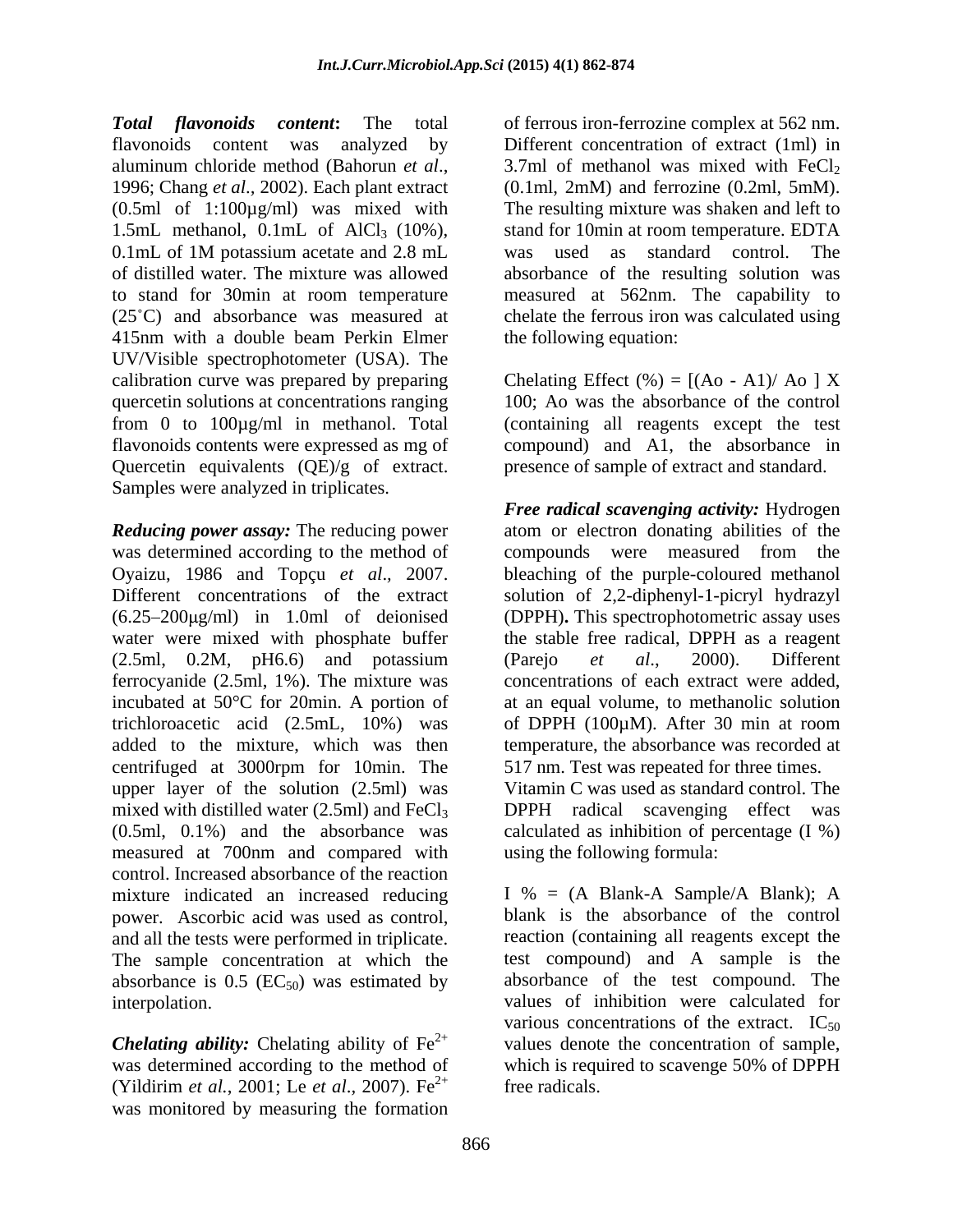***Total flavonoids content*:** The total flavonoids content was analyzed by aluminum chloride method (Bahorun *et al*., 1996; Chang *et al*., 2002). Each plant extract (0.5ml of 1:100µg/ml) was mixed with 1.5mL methanol, 0.1mL of $AlCl_3$ (10%), 0.1mL of 1M potassium acetate and 2.8 mL of distilled water. The mixture was allowed to stand for 30min at room temperature (25˚C) and absorbance was measured at 415nm with a double beam Perkin Elmer UV/Visible spectrophotometer (USA). The calibration curve was prepared by preparing quercetin solutions at concentrations ranging from 0 to 100µg/ml in methanol. Total flavonoids contents were expressed as mg of Quercetin equivalents (QE)/g of extract. Samples were analyzed in triplicates.

***Reducing power assay:*** The reducing power was determined according to the method of Oyaizu, 1986 and Topçu *et al*., 2007. Different concentrations of the extract (6.25–200µg/ml) in 1.0ml of deionised water were mixed with phosphate buffer (2.5ml, 0.2M, pH6.6) and potassium ferrocyanide (2.5ml, 1%). The mixture was incubated at 50°C for 20min. A portion of trichloroacetic acid (2.5mL, 10%) was added to the mixture, which was then centrifuged at 3000rpm for 10min. The upper layer of the solution (2.5ml) was mixed with distilled water (2.5ml) and $FeCl_3$ (0.5ml, 0.1%) and the absorbance was measured at 700nm and compared with control. Increased absorbance of the reaction mixture indicated an increased reducing power. Ascorbic acid was used as control, and all the tests were performed in triplicate. The sample concentration at which the absorbance is 0.5 ($EC_{50}$) was estimated by interpolation.

***Chelating ability:*** Chelating ability of $Fe^{2+}$ was determined according to the method of (Yildirim *et al.*, 2001; Le *et al*., 2007). $Fe^{2+}$ was monitored by measuring the formation of ferrous iron-ferrozine complex at 562 nm. Different concentration of extract (1ml) in 3.7ml of methanol was mixed with $FeCl_2$ (0.1ml, 2mM) and ferrozine (0.2ml, 5mM). The resulting mixture was shaken and left to stand for 10min at room temperature. EDTA was used as standard control. The absorbance of the resulting solution was measured at 562nm. The capability to chelate the ferrous iron was calculated using the following equation:

Chelating Effect (%) = $[(A_o - A_1)/ A_o] \times 100$; Ao was the absorbance of the control (containing all reagents except the test compound) and A1, the absorbance in presence of sample of extract and standard.

***Free radical scavenging activity:*** Hydrogen atom or electron donating abilities of the compounds were measured from the bleaching of the purple-coloured methanol solution of 2,2-diphenyl-1-picryl hydrazyl (DPPH)**.** This spectrophotometric assay uses the stable free radical, DPPH as a reagent (Parejo *et al*., 2000). Different concentrations of each extract were added, at an equal volume, to methanolic solution of DPPH (100µM). After 30 min at room temperature, the absorbance was recorded at 517 nm. Test was repeated for three times. Vitamin C was used as standard control. The DPPH radical scavenging effect was calculated as inhibition of percentage (I %) using the following formula:

I % = (A Blank-A Sample/A Blank); A blank is the absorbance of the control reaction (containing all reagents except the test compound) and A sample is the absorbance of the test compound. The values of inhibition were calculated for various concentrations of the extract. $IC_{50}$ values denote the concentration of sample, which is required to scavenge 50% of DPPH free radicals.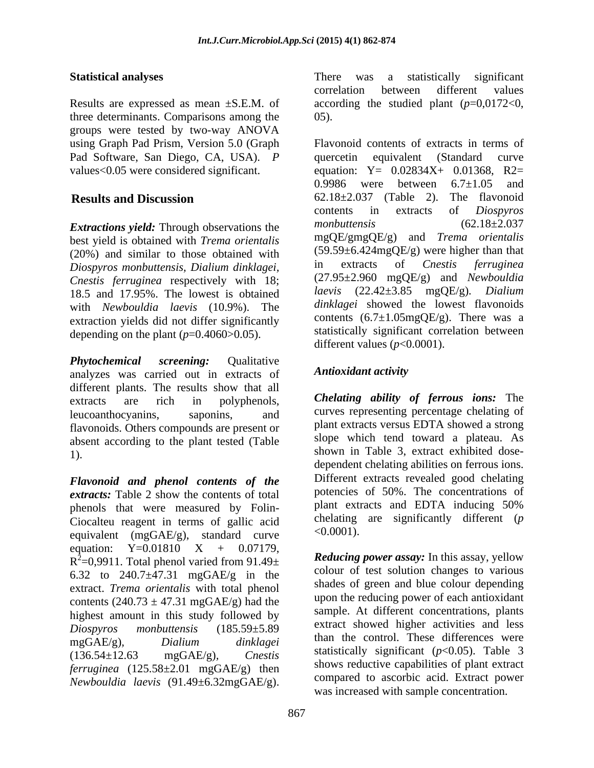**Statistical analyses**

Results are expressed as mean ±S.E.M. of three determinants. Comparisons among the groups were tested by two-way ANOVA using Graph Pad Prism, Version 5.0 (Graph Pad Software, San Diego, CA, USA). *P* values<0.05 were considered significant.

## Results and Discussion

***Extractions yield:*** Through observations the best yield is obtained with *Trema orientalis* (20%) and similar to those obtained with *Diospyros monbuttensis*, *Dialium dinklagei*, *Cnestis ferruginea* respectively with 18; 18.5 and 17.95%. The lowest is obtained with *Newbouldia laevis* (10.9%). The extraction yields did not differ significantly depending on the plant ($p$=0.4060>0.05).

***Phytochemical screening:*** Qualitative analyzes was carried out in extracts of different plants. The results show that all extracts are rich in polyphenols, leucoanthocyanins, saponins, and flavonoids. Others compounds are present or absent according to the plant tested (Table 1).

***Flavonoid and phenol contents of the extracts:*** Table 2 show the contents of total phenols that were measured by Folin-Ciocalteu reagent in terms of gallic acid equivalent (mgGAE/g), standard curve equation: Y=0.01810 X + 0.07179, $R^2$=0,9911. Total phenol varied from 91.49± 6.32 to 240.7±47.31 mgGAE/g in the extract. *Trema orientalis* with total phenol contents (240.73 ± 47.31 mgGAE/g) had the highest amount in this study followed by *Diospyros monbuttensis* (185.59±5.89 mgGAE/g), *Dialium dinklagei* (136.54±12.63 mgGAE/g), *Cnestis ferruginea* (125.58±2.01 mgGAE/g) then *Newbouldia laevis* (91.49±6.32mgGAE/g). There was a statistically significant correlation between different values according the studied plant ($p$=0,0172<0, 05).

Flavonoid contents of extracts in terms of quercetin equivalent (Standard curve equation: Y= 0.02834X+ 0.01368, R2= 0.9986 were between 6.7±1.05 and 62.18±2.037 (Table 2). The flavonoid contents in extracts of *Diospyros monbuttensis* (62.18±2.037 mgQE/gmgQE/g) and *Trema orientalis* (59.59±6.424mgQE/g) were higher than that in extracts of *Cnestis ferruginea* (27.95±2.960 mgQE/g) and *Newbouldia laevis* (22.42±3.85 mgQE/g). *Dialium dinklagei* showed the lowest flavonoids contents (6.7±1.05mgQE/g). There was a statistically significant correlation between different values ($p$<0.0001).

### *Antioxidant activity*

***Chelating ability of ferrous ions:*** The curves representing percentage chelating of plant extracts versus EDTA showed a strong slope which tend toward a plateau. As shown in Table 3, extract exhibited dose-dependent chelating abilities on ferrous ions. Different extracts revealed good chelating potencies of 50%. The concentrations of plant extracts and EDTA inducing 50% chelating are significantly different ($p$ <0.0001).

***Reducing power assay:*** In this assay, yellow colour of test solution changes to various shades of green and blue colour depending upon the reducing power of each antioxidant sample. At different concentrations, plants extract showed higher activities and less than the control. These differences were statistically significant ($p$<0.05). Table 3 shows reductive capabilities of plant extract compared to ascorbic acid. Extract power was increased with sample concentration.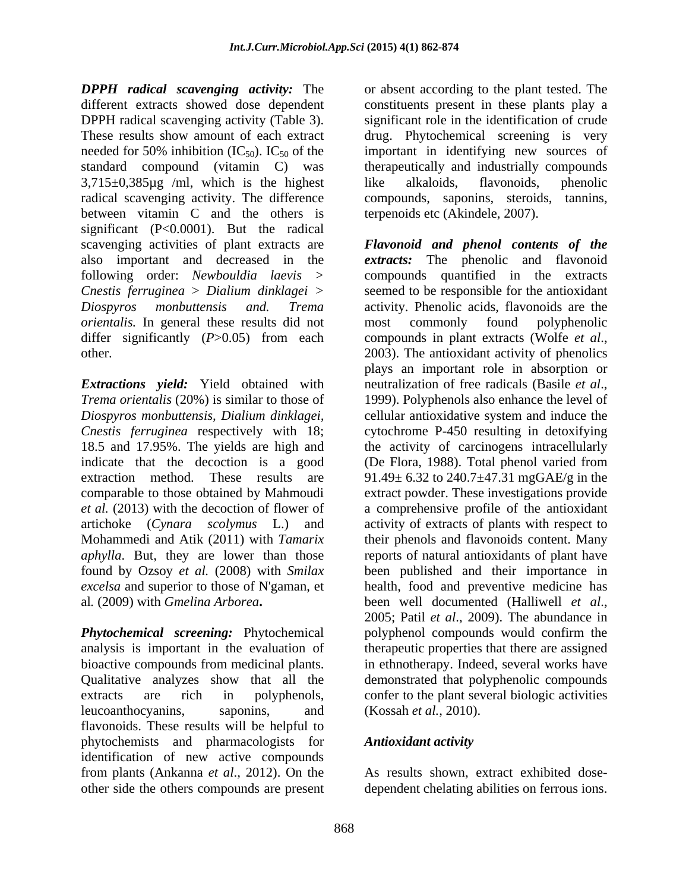***DPPH radical scavenging activity:*** The different extracts showed dose dependent DPPH radical scavenging activity (Table 3). These results show amount of each extract needed for 50% inhibition ($IC_{50}$). $IC_{50}$ of the standard compound (vitamin C) was 3,715±0,385µg /ml, which is the highest radical scavenging activity. The difference between vitamin C and the others is significant (P<0.0001). But the radical scavenging activities of plant extracts are also important and decreased in the following order: *Newbouldia laevis* > *Cnestis ferruginea* > *Dialium dinklagei* > *Diospyros monbuttensis and. Trema orientalis.* In general these results did not differ significantly (*P*>0.05) from each other.

***Extractions yield:*** Yield obtained with *Trema orientalis* (20%) is similar to those of *Diospyros monbuttensis, Dialium dinklagei, Cnestis ferruginea* respectively with 18; 18.5 and 17.95%. The yields are high and indicate that the decoction is a good extraction method. These results are comparable to those obtained by Mahmoudi *et al.* (2013) with the decoction of flower of artichoke (*Cynara scolymus* L.) and Mohammedi and Atik (2011) with *Tamarix aphylla*. But, they are lower than those found by Ozsoy *et al.* (2008) with *Smilax excelsa* and superior to those of N'gaman, et al*.* (2009) with *Gmelina Arborea***.**

***Phytochemical screening:*** Phytochemical analysis is important in the evaluation of bioactive compounds from medicinal plants. Qualitative analyzes show that all the extracts are rich in polyphenols, leucoanthocyanins, saponins, and flavonoids. These results will be helpful to phytochemists and pharmacologists for identification of new active compounds from plants (Ankanna *et al.,* 2012). On the other side the others compounds are present or absent according to the plant tested. The constituents present in these plants play a significant role in the identification of crude drug. Phytochemical screening is very important in identifying new sources of therapeutically and industrially compounds like alkaloids, flavonoids, phenolic compounds, saponins, steroids, tannins, terpenoids etc (Akindele, 2007).

***Flavonoid and phenol contents of the extracts:*** The phenolic and flavonoid compounds quantified in the extracts seemed to be responsible for the antioxidant activity. Phenolic acids, flavonoids are the most commonly found polyphenolic compounds in plant extracts (Wolfe *et al*., 2003). The antioxidant activity of phenolics plays an important role in absorption or neutralization of free radicals (Basile *et al*., 1999). Polyphenols also enhance the level of cellular antioxidative system and induce the cytochrome P-450 resulting in detoxifying the activity of carcinogens intracellularly (De Flora, 1988). Total phenol varied from 91.49± 6.32 to 240.7±47.31 mgGAE/g in the extract powder. These investigations provide a comprehensive profile of the antioxidant activity of extracts of plants with respect to their phenols and flavonoids content. Many reports of natural antioxidants of plant have been published and their importance in health, food and preventive medicine has been well documented (Halliwell *et al*., 2005; Patil *et al*., 2009). The abundance in polyphenol compounds would confirm the therapeutic properties that there are assigned in ethnotherapy. Indeed, several works have demonstrated that polyphenolic compounds confer to the plant several biologic activities (Kossah *et al.,* 2010).

### *Antioxidant activity*

As results shown, extract exhibited dose-dependent chelating abilities on ferrous ions.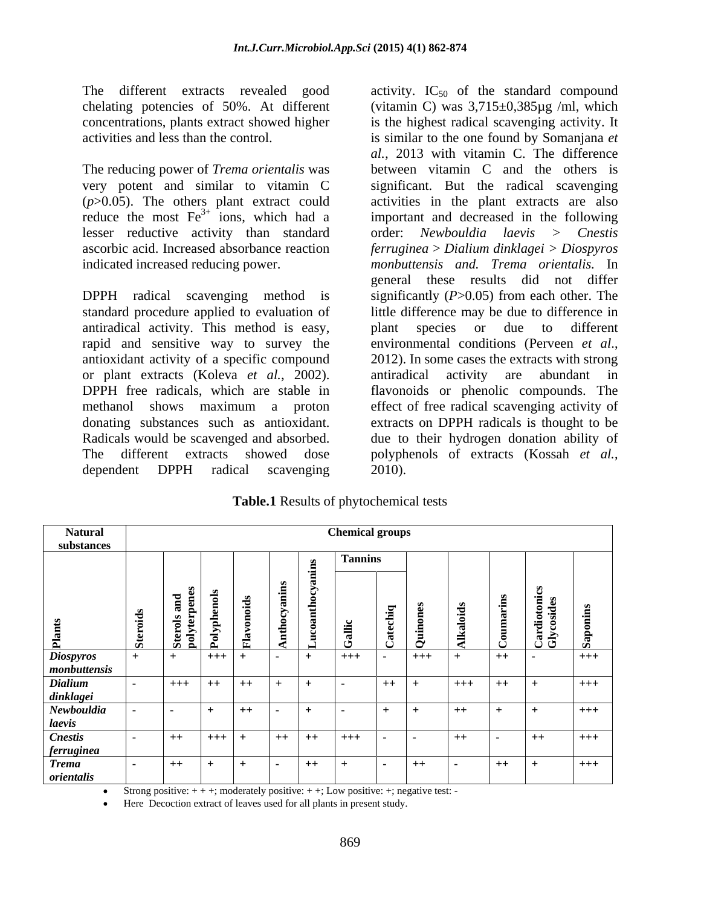The different extracts revealed good chelating potencies of 50%. At different concentrations, plants extract showed higher activities and less than the control.

The reducing power of *Trema orientalis* was very potent and similar to vitamin C ($p$>0.05). The others plant extract could reduce the most $Fe^{3+}$ ions, which had a lesser reductive activity than standard ascorbic acid. Increased absorbance reaction indicated increased reducing power.

DPPH radical scavenging method is standard procedure applied to evaluation of antiradical activity. This method is easy, rapid and sensitive way to survey the antioxidant activity of a specific compound or plant extracts (Koleva *et al.*, 2002). DPPH free radicals, which are stable in methanol shows maximum a proton donating substances such as antioxidant. Radicals would be scavenged and absorbed. The different extracts showed dose dependent DPPH radical scavenging activity. $IC_{50}$ of the standard compound (vitamin C) was 3,715±0,385µg /ml, which is the highest radical scavenging activity. It is similar to the one found by Somanjana *et al.,* 2013 with vitamin C. The difference between vitamin C and the others is significant. But the radical scavenging activities in the plant extracts are also important and decreased in the following order: *Newbouldia laevis* > *Cnestis ferruginea* > *Dialium dinklagei* > *Diospyros monbuttensis and. Trema orientalis.* In general these results did not differ significantly ($P$>0.05) from each other. The little difference may be due to difference in plant species or due to different environmental conditions (Perveen *et al.*, 2012). In some cases the extracts with strong antiradical activity are abundant in flavonoids or phenolic compounds. The effect of free radical scavenging activity of extracts on DPPH radicals is thought to be due to their hydrogen donation ability of polyphenols of extracts (Kossah *et al.*, 2010).

**Table.1** Results of phytochemical tests

| Natural substances | Chemical groups | | | | | | | | | | | | |
|---|---|---|---|---|---|---|---|---|---|---|---|---|---|
| | | | | | | | Tannins | | | | | | |
| Plants | Steroids | Sterols and polyterpenes | Polyphenols | Flavonoids | Anthocyanins | Lucoanthocyanins | Gallic | Catechiq | Quinones | Alkaloids | Coumarins | Cardiotonics Glycosides | Saponins |
| *Diospyros monbuttensis* | + | + | +++ | + | - | + | +++ | - | +++ | + | ++ | - | +++ |
| *Dialium dinklagei* | - | +++ | ++ | ++ | + | + | - | ++ | + | +++ | ++ | + | +++ |
| *Newbouldia laevis* | - | - | + | ++ | - | + | - | + | + | ++ | + | + | +++ |
| *Cnestis ferruginea* | - | ++ | +++ | + | ++ | ++ | +++ | - | - | ++ | - | ++ | +++ |
| *Trema orientalis* | - | ++ | + | + | - | ++ | + | - | ++ | - | ++ | + | +++ |

- Strong positive: + + +; moderately positive: + +; Low positive: +; negative test: -
- Here Decoction extract of leaves used for all plants in present study.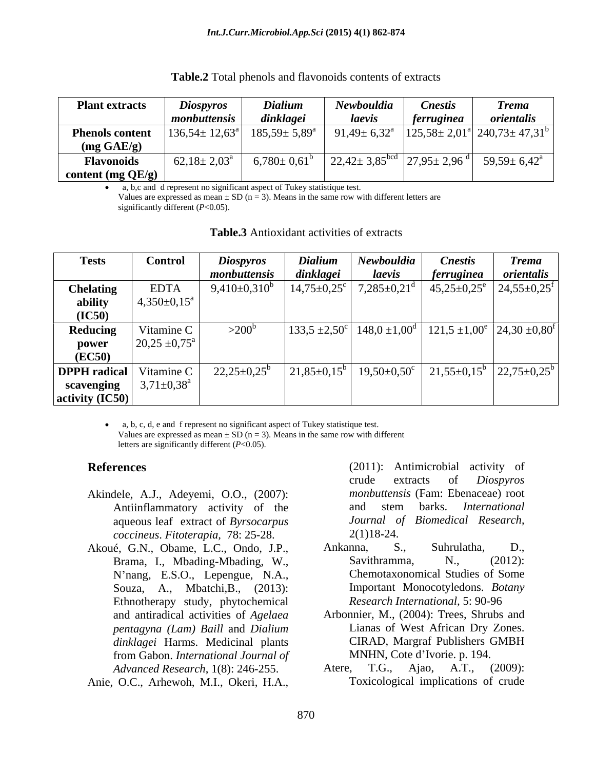**Table.2** Total phenols and flavonoids contents of extracts

| Plant extracts | *Diospyros monbuttensis* | *Dialium dinklagei* | *Newbouldia laevis* | *Cnestis ferruginea* | *Trema orientalis* |
|---|---|---|---|---|---|
| **Phenols content (mg GAE/g)** | $136{,}54 \pm 12{,}63^{a}$ | $185{,}59 \pm 5{,}89^{a}$ | $91{,}49 \pm 6{,}32^{a}$ | $125{,}58 \pm 2{,}01^{a}$ | $240{,}73 \pm 47{,}31^{b}$ |
| **Flavonoids content (mg QE/g)** | $62{,}18 \pm 2{,}03^{a}$ | $6{,}780 \pm 0{,}61^{b}$ | $22{,}42 \pm 3{,}85^{bcd}$ | $27{,}95 \pm 2{,}96^{d}$ | $59{,}59 \pm 6{,}42^{a}$ |

- a, b,c and d represent no significant aspect of Tukey statistique test.
  Values are expressed as mean ± SD (n = 3). Means in the same row with different letters are significantly different (*P*<0.05).

**Table.3** Antioxidant activities of extracts

| Tests | Control | *Diospyros monbuttensis* | *Dialium dinklagei* | *Newbouldia laevis* | *Cnestis ferruginea* | *Trema orientalis* |
|---|---|---|---|---|---|---|
| **Chelating ability (IC50)** | EDTA $4{,}350 \pm 0{,}15^{a}$ | $9{,}410 \pm 0{,}310^{b}$ | $14{,}75 \pm 0{,}25^{c}$ | $7{,}285 \pm 0{,}21^{d}$ | $45{,}25 \pm 0{,}25^{e}$ | $24{,}55 \pm 0{,}25^{f}$ |
| **Reducing power (EC50)** | Vitamine C $20{,}25 \pm 0{,}75^{a}$ | $>200^{b}$ | $133{,}5 \pm 2{,}50^{c}$ | $148{,}0 \pm 1{,}00^{d}$ | $121{,}5 \pm 1{,}00^{e}$ | $24{,}30 \pm 0{,}80^{f}$ |
| **DPPH radical scavenging activity (IC50)** | Vitamine C $3{,}71 \pm 0{,}38^{a}$ | $22{,}25 \pm 0{,}25^{b}$ | $21{,}85 \pm 0{,}15^{b}$ | $19{,}50 \pm 0{,}50^{c}$ | $21{,}55 \pm 0{,}15^{b}$ | $22{,}75 \pm 0{,}25^{b}$ |

- a, b, c, d, e and f represent no significant aspect of Tukey statistique test.
  Values are expressed as mean ± SD (n = 3). Means in the same row with different letters are significantly different (*P*<0.05).

## References

Akindele, A.J., Adeyemi, O.O., (2007): Antiinflammatory activity of the aqueous leaf extract of *Byrsocarpus coccineus*. *Fitoterapia,* 78: 25-28.

Akoué, G.N., Obame, L.C., Ondo, J.P., Brama, I., Mbading-Mbading, W., N'nang, E.S.O., Lepengue, N.A., Souza, A., Mbatchi,B., (2013): Ethnotherapy study, phytochemical and antiradical activities of *Agelaea pentagyna (Lam) Baill* and *Dialium dinklagei* Harms. Medicinal plants from Gabon. *International Journal of Advanced Research*, 1(8): 246-255.

Anie, O.C., Arhewoh, M.I., Okeri, H.A., (2011): Antimicrobial activity of crude extracts of *Diospyros monbuttensis* (Fam: Ebenaceae) root and stem barks. *International Journal of Biomedical Research*, 2(1)18-24.

Ankanna, S., Suhrulatha, D., Savithramma, N., (2012): Chemotaxonomical Studies of Some Important Monocotyledons. *Botany Research International*, 5: 90-96

Arbonnier, M., (2004): Trees, Shrubs and Lianas of West African Dry Zones. CIRAD, Margraf Publishers GMBH MNHN, Cote d'Ivorie. p. 194.

Atere, T.G., Ajao, A.T., (2009): Toxicological implications of crude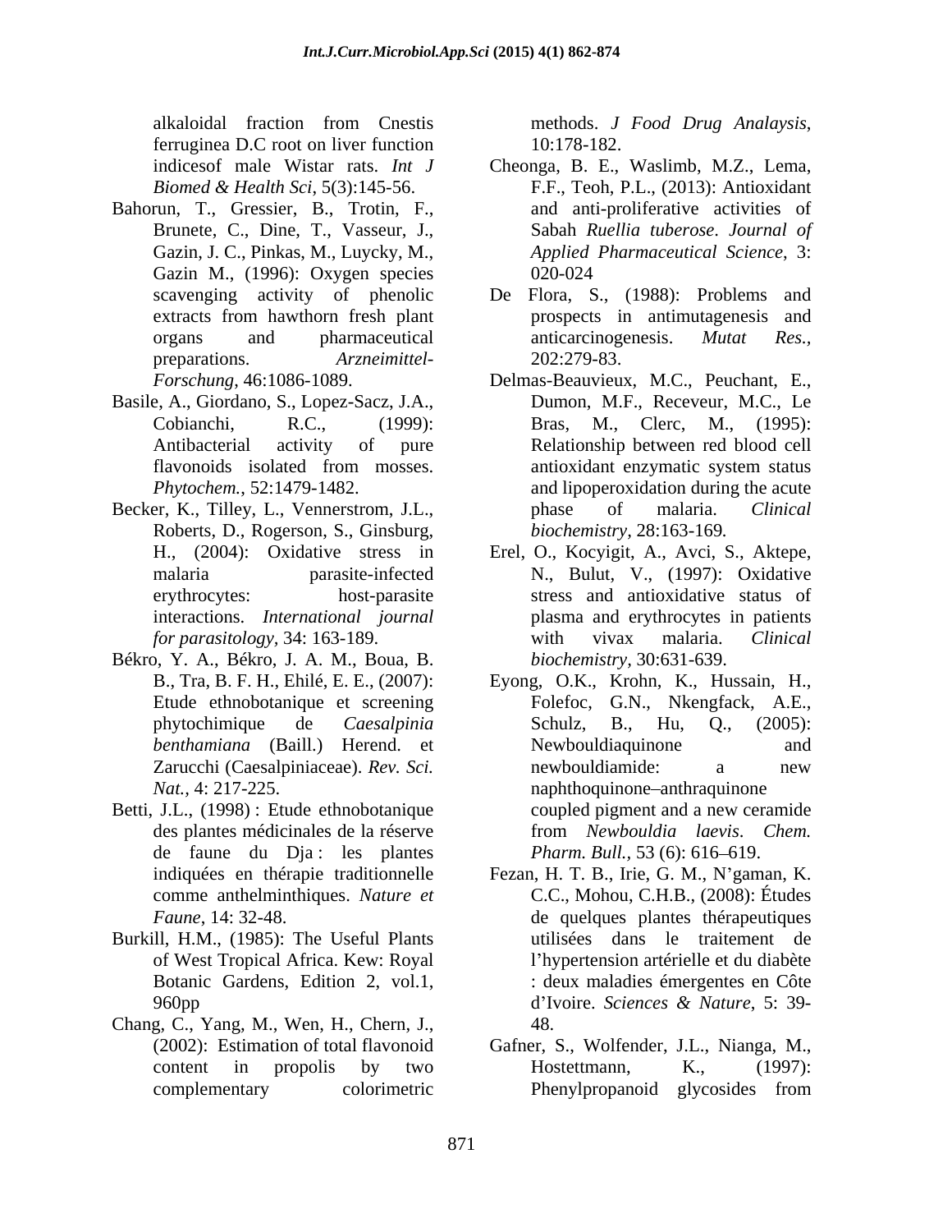alkaloidal fraction from Cnestis ferruginea D.C root on liver function indicesof male Wistar rats. *Int J Biomed & Health Sci*, 5(3):145-56.

Bahorun, T., Gressier, B., Trotin, F., Brunete, C., Dine, T., Vasseur, J., Gazin, J. C., Pinkas, M., Luycky, M., Gazin M., (1996): Oxygen species scavenging activity of phenolic extracts from hawthorn fresh plant organs and pharmaceutical preparations. *Arzneimittel-Forschung*, 46:1086-1089.

Basile, A., Giordano, S., Lopez-Sacz, J.A., Cobianchi, R.C., (1999): Antibacterial activity of pure flavonoids isolated from mosses. *Phytochem.*, 52:1479-1482.

Becker, K., Tilley, L., Vennerstrom, J.L., Roberts, D., Rogerson, S., Ginsburg, H., (2004): Oxidative stress in malaria parasite-infected erythrocytes: host-parasite interactions. *International journal for parasitology*, 34: 163-189.

Békro, Y. A., Békro, J. A. M., Boua, B. B., Tra, B. F. H., Ehilé, E. E., (2007): Etude ethnobotanique et screening phytochimique de *Caesalpinia benthamiana* (Baill.) Herend. et Zarucchi (Caesalpiniaceae). *Rev. Sci. Nat.*, 4: 217-225.

Betti, J.L., (1998) : Etude ethnobotanique des plantes médicinales de la réserve de faune du Dja : les plantes indiquées en thérapie traditionnelle comme anthelminthiques. *Nature et Faune*, 14: 32-48.

Burkill, H.M., (1985): The Useful Plants of West Tropical Africa. Kew: Royal Botanic Gardens, Edition 2, vol.1, 960pp

Chang, C., Yang, M., Wen, H., Chern, J., (2002): Estimation of total flavonoid content in propolis by two complementary colorimetric methods. *J Food Drug Analaysis*, 10:178-182.

Cheonga, B. E., Waslimb, M.Z., Lema, F.F., Teoh, P.L., (2013): Antioxidant and anti-proliferative activities of Sabah *Ruellia tuberose*. *Journal of Applied Pharmaceutical Science*, 3: 020-024

De Flora, S., (1988): Problems and prospects in antimutagenesis and anticarcinogenesis. *Mutat Res.*, 202:279-83.

Delmas-Beauvieux, M.C., Peuchant, E., Dumon, M.F., Receveur, M.C., Le Bras, M., Clerc, M., (1995): Relationship between red blood cell antioxidant enzymatic system status and lipoperoxidation during the acute phase of malaria. *Clinical biochemistry*, 28:163-169.

Erel, O., Kocyigit, A., Avci, S., Aktepe, N., Bulut, V., (1997): Oxidative stress and antioxidative status of plasma and erythrocytes in patients with vivax malaria. *Clinical biochemistry*, 30:631-639.

Eyong, O.K., Krohn, K., Hussain, H., Folefoc, G.N., Nkengfack, A.E., Schulz, B., Hu, Q., (2005): Newbouldiaquinone and newbouldiamide: a new naphthoquinone–anthraquinone coupled pigment and a new ceramide from *Newbouldia laevis*. *Chem. Pharm. Bull.*, 53 (6): 616–619.

Fezan, H. T. B., Irie, G. M., N'gaman, K. C.C., Mohou, C.H.B., (2008): Études de quelques plantes thérapeutiques utilisées dans le traitement de l'hypertension artérielle et du diabète : deux maladies émergentes en Côte d'Ivoire. *Sciences & Nature*, 5: 39-48.

Gafner, S., Wolfender, J.L., Nianga, M., Hostettmann, K., (1997): Phenylpropanoid glycosides from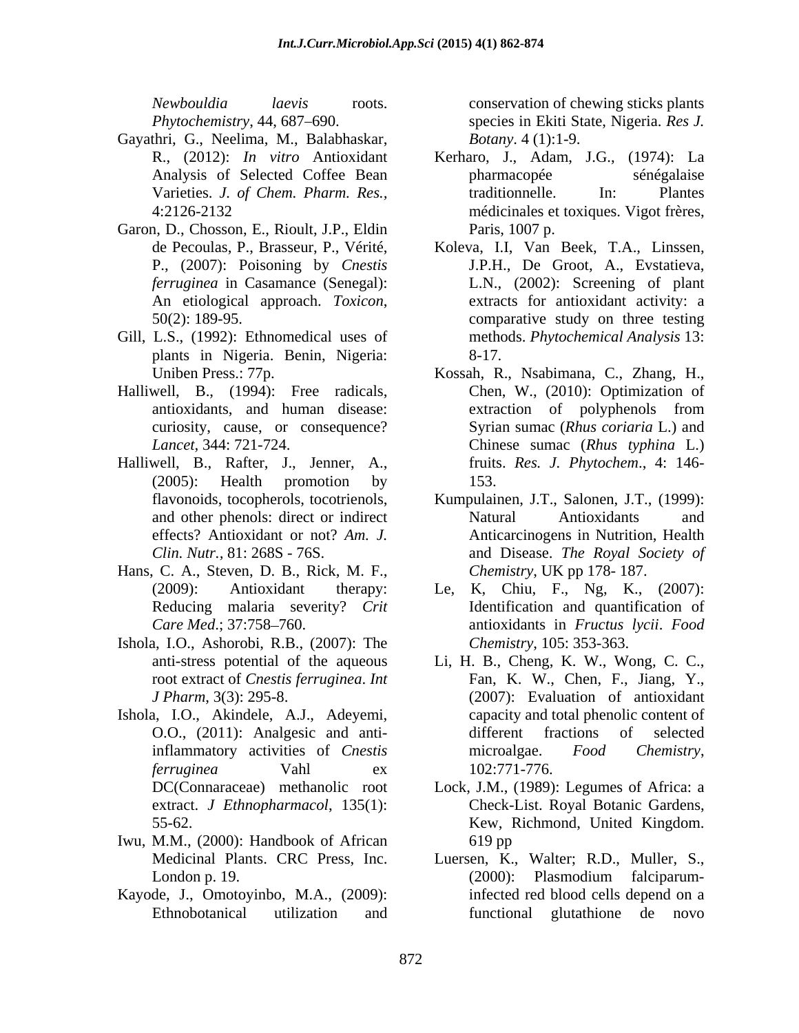*Newbouldia laevis* roots. *Phytochemistry*, 44, 687–690.

Gayathri, G., Neelima, M., Balabhaskar, R., (2012): *In vitro* Antioxidant Analysis of Selected Coffee Bean Varieties. *J. of Chem. Pharm. Res.*, 4:2126-2132

Garon, D., Chosson, E., Rioult, J.P., Eldin de Pecoulas, P., Brasseur, P., Vérité, P., (2007): Poisoning by *Cnestis ferruginea* in Casamance (Senegal): An etiological approach. *Toxicon*, 50(2): 189-95.

Gill, L.S., (1992): Ethnomedical uses of plants in Nigeria. Benin, Nigeria: Uniben Press.: 77p.

Halliwell, B., (1994): Free radicals, antioxidants, and human disease: curiosity, cause, or consequence? *Lancet*, 344: 721-724.

Halliwell, B., Rafter, J., Jenner, A., (2005): Health promotion by flavonoids, tocopherols, tocotrienols, and other phenols: direct or indirect effects? Antioxidant or not? *Am. J. Clin. Nutr.*, 81: 268S - 76S.

Hans, C. A., Steven, D. B., Rick, M. F., (2009): Antioxidant therapy: Reducing malaria severity? *Crit Care Med*.; 37:758–760.

Ishola, I.O., Ashorobi, R.B., (2007): The anti-stress potential of the aqueous root extract of *Cnestis ferruginea*. *Int J Pharm*, 3(3): 295-8.

Ishola, I.O., Akindele, A.J., Adeyemi, O.O., (2011): Analgesic and anti-inflammatory activities of *Cnestis ferruginea* Vahl ex DC(Connaraceae) methanolic root extract. *J Ethnopharmacol*, 135(1): 55-62.

Iwu, M.M., (2000): Handbook of African Medicinal Plants. CRC Press, Inc. London p. 19.

Kayode, J., Omotoyinbo, M.A., (2009): Ethnobotanical utilization and conservation of chewing sticks plants species in Ekiti State, Nigeria. *Res J. Botany*. 4 (1):1-9.

Kerharo, J., Adam, J.G., (1974): La pharmacopée sénégalaise traditionnelle. In: Plantes médicinales et toxiques. Vigot frères, Paris, 1007 p.

Koleva, I.I, Van Beek, T.A., Linssen, J.P.H., De Groot, A., Evstatieva, L.N., (2002): Screening of plant extracts for antioxidant activity: a comparative study on three testing methods. *Phytochemical Analysis* 13: 8-17.

Kossah, R., Nsabimana, C., Zhang, H., Chen, W., (2010): Optimization of extraction of polyphenols from Syrian sumac (*Rhus coriaria* L.) and Chinese sumac (*Rhus typhina* L.) fruits. *Res. J. Phytochem*., 4: 146-153.

Kumpulainen, J.T., Salonen, J.T., (1999): Natural Antioxidants and Anticarcinogens in Nutrition, Health and Disease. *The Royal Society of Chemistry*, UK pp 178- 187.

Le, K, Chiu, F., Ng, K., (2007): Identification and quantification of antioxidants in *Fructus lycii*. *Food Chemistry*, 105: 353-363.

Li, H. B., Cheng, K. W., Wong, C. C., Fan, K. W., Chen, F., Jiang, Y., (2007): Evaluation of antioxidant capacity and total phenolic content of different fractions of selected microalgae. *Food Chemistry*, 102:771-776.

Lock, J.M., (1989): Legumes of Africa: a Check-List. Royal Botanic Gardens, Kew, Richmond, United Kingdom. 619 pp

Luersen, K., Walter; R.D., Muller, S., (2000): Plasmodium falciparum-infected red blood cells depend on a functional glutathione de novo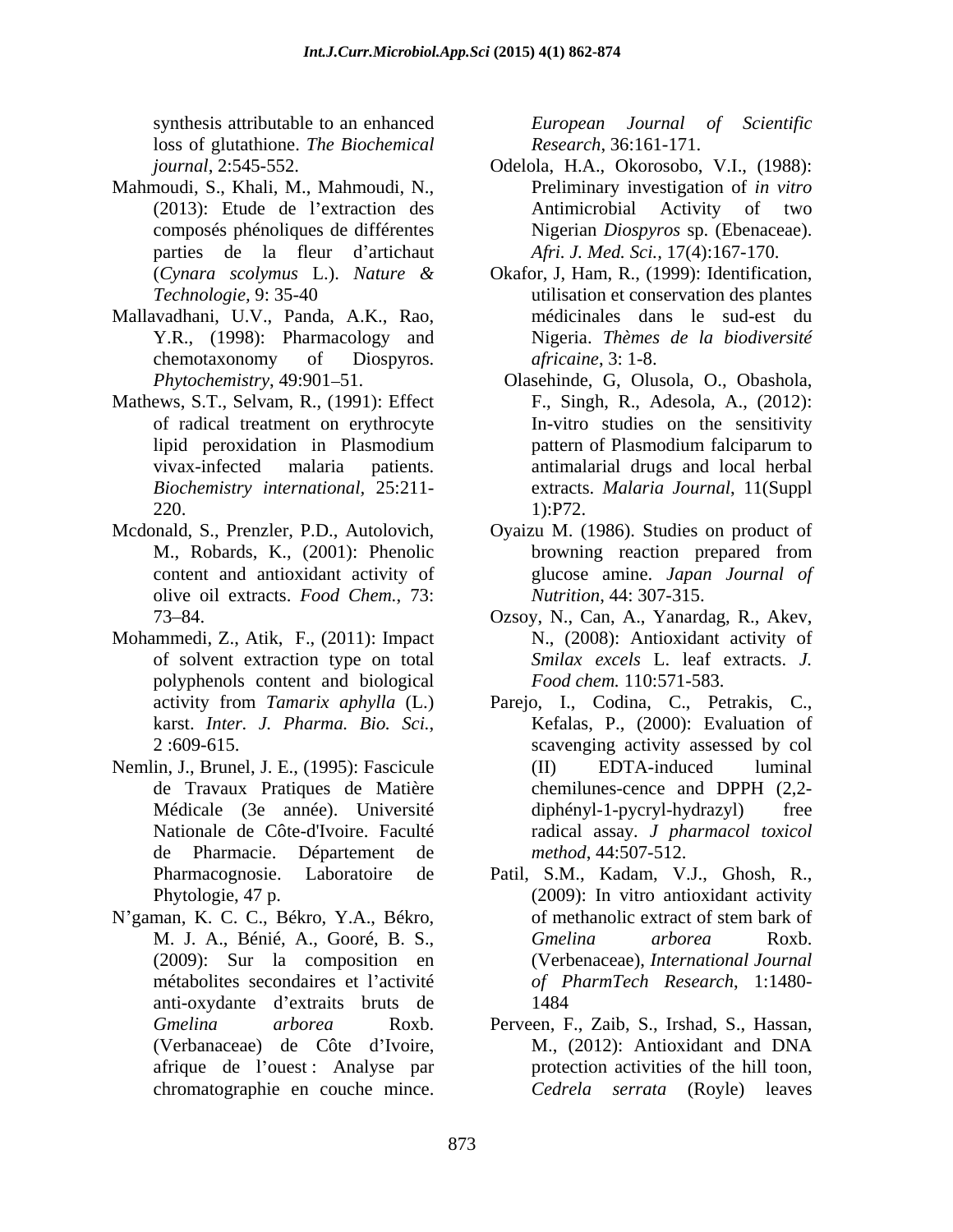synthesis attributable to an enhanced loss of glutathione. *The Biochemical journal*, 2:545-552.

Mahmoudi, S., Khali, M., Mahmoudi, N., (2013): Etude de l'extraction des composés phénoliques de différentes parties de la fleur d'artichaut (*Cynara scolymus* L.). *Nature & Technologie*, 9: 35-40

Mallavadhani, U.V., Panda, A.K., Rao, Y.R., (1998): Pharmacology and chemotaxonomy of Diospyros. *Phytochemistry*, 49:901–51.

Mathews, S.T., Selvam, R., (1991): Effect of radical treatment on erythrocyte lipid peroxidation in Plasmodium vivax-infected malaria patients. *Biochemistry international*, 25:211-220.

Mcdonald, S., Prenzler, P.D., Autolovich, M., Robards, K., (2001): Phenolic content and antioxidant activity of olive oil extracts. *Food Chem.*, 73: 73–84.

Mohammedi, Z., Atik, F., (2011): Impact of solvent extraction type on total polyphenols content and biological activity from *Tamarix aphylla* (L.) karst. *Inter. J. Pharma. Bio. Sci.*, 2 :609-615.

Nemlin, J., Brunel, J. E., (1995): Fascicule de Travaux Pratiques de Matière Médicale (3e année). Université Nationale de Côte-d'Ivoire. Faculté de Pharmacie. Département de Pharmacognosie. Laboratoire de Phytologie, 47 p.

N'gaman, K. C. C., Békro, Y.A., Békro, M. J. A., Bénié, A., Gooré, B. S., (2009): Sur la composition en métabolites secondaires et l'activité anti-oxydante d'extraits bruts de *Gmelina arborea* Roxb. (Verbanaceae) de Côte d'Ivoire, afrique de l'ouest : Analyse par chromatographie en couche mince. *European Journal of Scientific Research*, 36:161-171.

Odelola, H.A., Okorosobo, V.I., (1988): Preliminary investigation of *in vitro* Antimicrobial Activity of two Nigerian *Diospyros* sp. (Ebenaceae). *Afri. J. Med. Sci.,* 17(4):167-170.

Okafor, J, Ham, R., (1999): Identification, utilisation et conservation des plantes médicinales dans le sud-est du Nigeria. *Thèmes de la biodiversité africaine*, 3: 1-8.

Olasehinde, G, Olusola, O., Obashola, F., Singh, R., Adesola, A., (2012): In-vitro studies on the sensitivity pattern of Plasmodium falciparum to antimalarial drugs and local herbal extracts. *Malaria Journal*, 11(Suppl 1):P72.

Oyaizu M. (1986). Studies on product of browning reaction prepared from glucose amine. *Japan Journal of Nutrition*, 44: 307-315.

Ozsoy, N., Can, A., Yanardag, R., Akev, N., (2008): Antioxidant activity of *Smilax excels* L. leaf extracts. *J. Food chem.* 110:571-583.

Parejo, I., Codina, C., Petrakis, C., Kefalas, P., (2000): Evaluation of scavenging activity assessed by col (II) EDTA-induced luminal chemilunes-cence and DPPH (2,2-diphényl-1-pycryl-hydrazyl) free radical assay. *J pharmacol toxicol method*, 44:507-512.

Patil, S.M., Kadam, V.J., Ghosh, R., (2009): In vitro antioxidant activity of methanolic extract of stem bark of *Gmelina arborea* Roxb. (Verbenaceae), *International Journal of PharmTech Research*, 1:1480-1484

Perveen, F., Zaib, S., Irshad, S., Hassan, M., (2012): Antioxidant and DNA protection activities of the hill toon, *Cedrela serrata* (Royle) leaves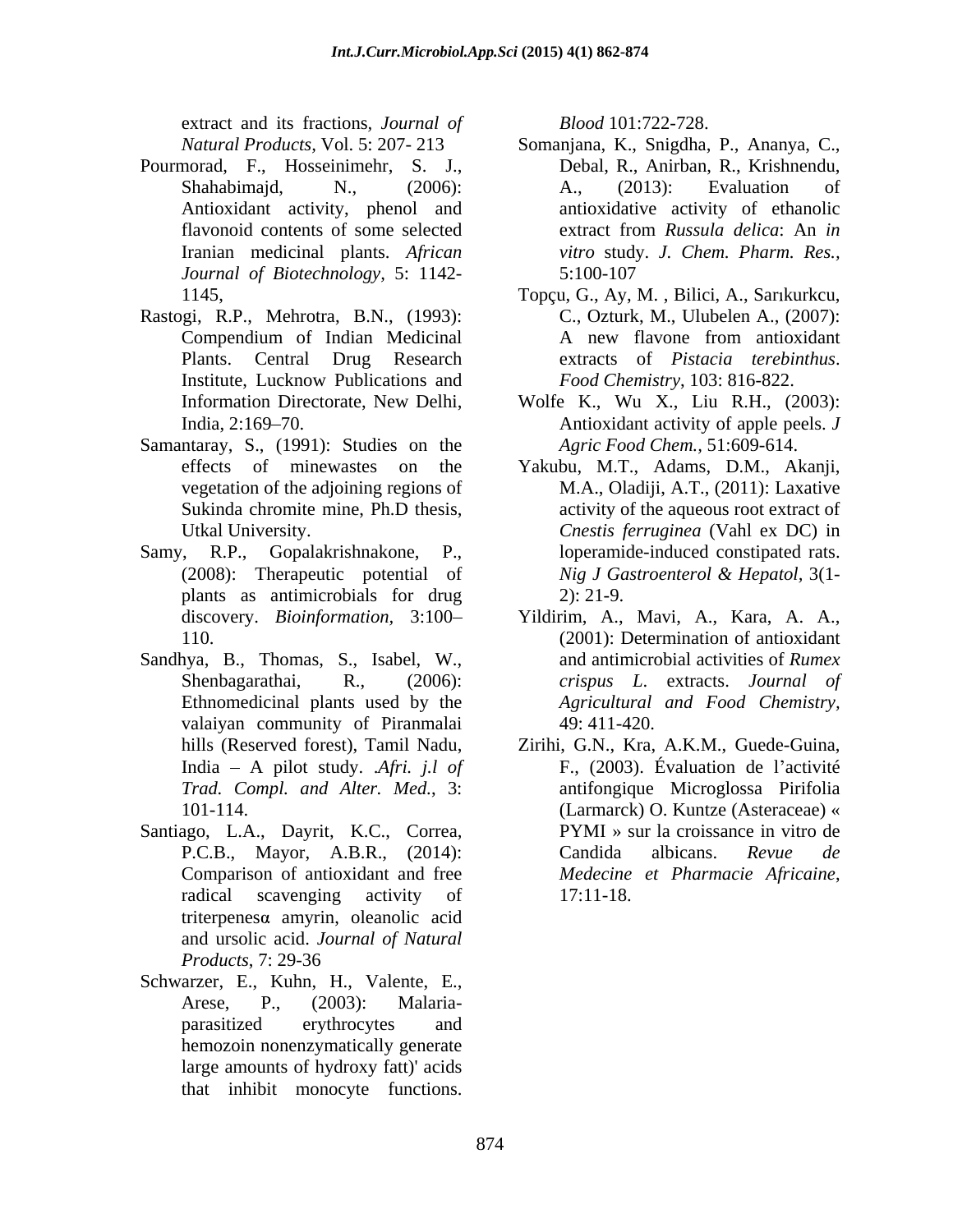extract and its fractions, *Journal of Natural Products*, Vol. 5: 207- 213

Pourmorad, F., Hosseinimehr, S. J., Shahabimajd, N., (2006): Antioxidant activity, phenol and flavonoid contents of some selected Iranian medicinal plants. *African Journal of Biotechnology*, 5: 1142-1145,

Rastogi, R.P., Mehrotra, B.N., (1993): Compendium of Indian Medicinal Plants. Central Drug Research Institute, Lucknow Publications and Information Directorate, New Delhi, India, 2:169–70.

Samantaray, S., (1991): Studies on the effects of minewastes on the vegetation of the adjoining regions of Sukinda chromite mine, Ph.D thesis, Utkal University.

Samy, R.P., Gopalakrishnakone, P., (2008): Therapeutic potential of plants as antimicrobials for drug discovery. *Bioinformation*, 3:100–110.

Sandhya, B., Thomas, S., Isabel, W., Shenbagarathai, R., (2006): Ethnomedicinal plants used by the valaiyan community of Piranmalai hills (Reserved forest), Tamil Nadu, India – A pilot study. .*Afri. j.l of Trad. Compl. and Alter. Med.*, 3: 101-114.

Santiago, L.A., Dayrit, K.C., Correa, P.C.B., Mayor, A.B.R., (2014): Comparison of antioxidant and free radical scavenging activity of triterpenesα amyrin, oleanolic acid and ursolic acid. *Journal of Natural Products*, 7: 29-36

Schwarzer, E., Kuhn, H., Valente, E., Arese, P., (2003): Malaria-parasitized erythrocytes and hemozoin nonenzymatically generate large amounts of hydroxy fatt)' acids that inhibit monocyte functions. *Blood* 101:722-728.

Somanjana, K., Snigdha, P., Ananya, C., Debal, R., Anirban, R., Krishnendu, A., (2013): Evaluation of antioxidative activity of ethanolic extract from *Russula delica*: An *in vitro* study. *J. Chem. Pharm. Res.*, 5:100-107

Topçu, G., Ay, M. , Bilici, A., Sarıkurkcu, C., Ozturk, M., Ulubelen A., (2007): A new flavone from antioxidant extracts of *Pistacia terebinthus*. *Food Chemistry*, 103: 816-822.

Wolfe K., Wu X., Liu R.H., (2003): Antioxidant activity of apple peels. *J Agric Food Chem.*, 51:609-614.

Yakubu, M.T., Adams, D.M., Akanji, M.A., Oladiji, A.T., (2011): Laxative activity of the aqueous root extract of *Cnestis ferruginea* (Vahl ex DC) in loperamide-induced constipated rats. *Nig J Gastroenterol & Hepatol*, 3(1-2): 21-9.

Yildirim, A., Mavi, A., Kara, A. A., (2001): Determination of antioxidant and antimicrobial activities of *Rumex crispus L.* extracts. *Journal of Agricultural and Food Chemistry*, 49: 411-420.

Zirihi, G.N., Kra, A.K.M., Guede-Guina, F., (2003). Évaluation de l'activité antifongique Microglossa Pirifolia (Larmarck) O. Kuntze (Asteraceae) « PYMI » sur la croissance in vitro de Candida albicans. *Revue de Medecine et Pharmacie Africaine*, 17:11-18.